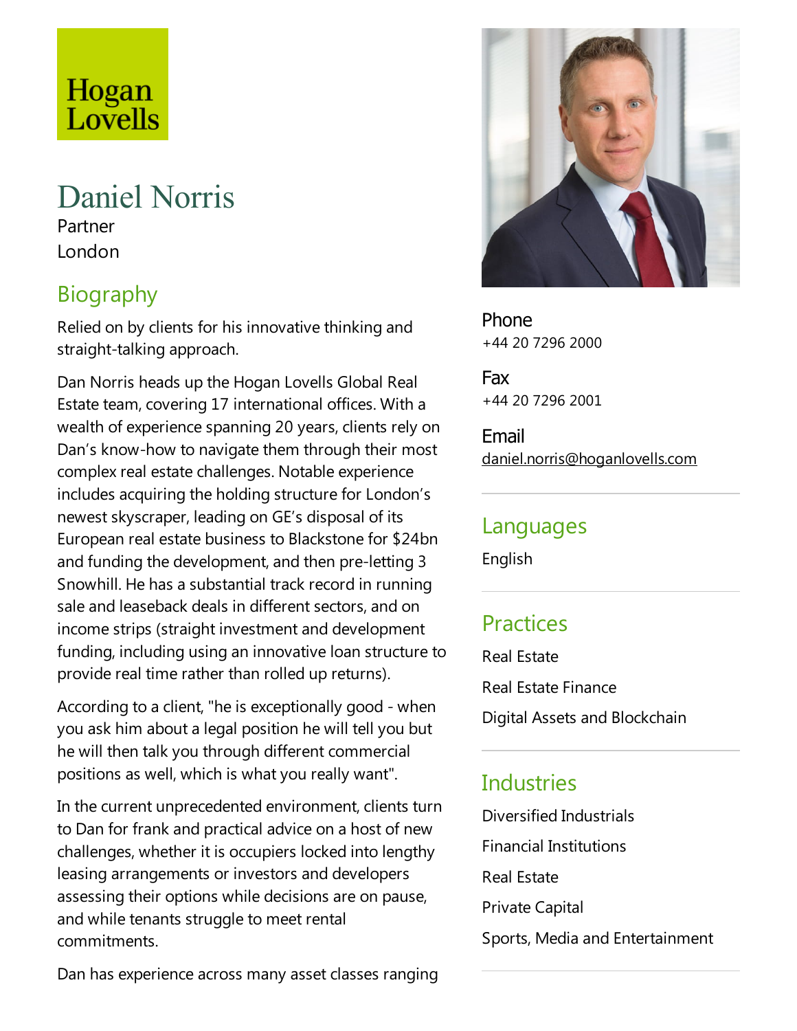Hogan Lovells

# Daniel Norris

Partner

London

## Biography

Relied on by clients for his innovative thinking and straight-talking approach.

Dan Norris heads up the Hogan Lovells Global Real Estate team, covering 17 international offices. With a wealth of experience spanning 20 years, clients rely on Dan's know-how to navigate them through their most complex real estate challenges. Notable experience includes acquiring the holding structure for London's newest skyscraper, leading on GE's disposal of its European real estate business to Blackstone for $24bn and funding the development, and then pre-letting 3 Snowhill. He has a substantial track record in running sale and leaseback deals in different sectors, and on income strips (straight investment and development funding, including using an innovative loan structure to provide real time rather than rolled up returns).

According to a client, "he is exceptionally good - when you ask him about a legal position he will tell you but he will then talk you through different commercial positions as well, which is what you really want".

In the current unprecedented environment, clients turn to Dan for frank and practical advice on a host of new challenges, whether it is occupiers locked into lengthy leasing arrangements or investors and developers assessing their options while decisions are on pause, and while tenants struggle to meet rental commitments.

Dan has experience across many asset classes ranging

**Phone**
+44 20 7296 2000

**Fax**
+44 20 7296 2001

**Email**
daniel.norris@hoganlovells.com

## Languages

English

## Practices

Real Estate

Real Estate Finance

Digital Assets and Blockchain

## Industries

Diversified Industrials

Financial Institutions

Real Estate

Private Capital

Sports, Media and Entertainment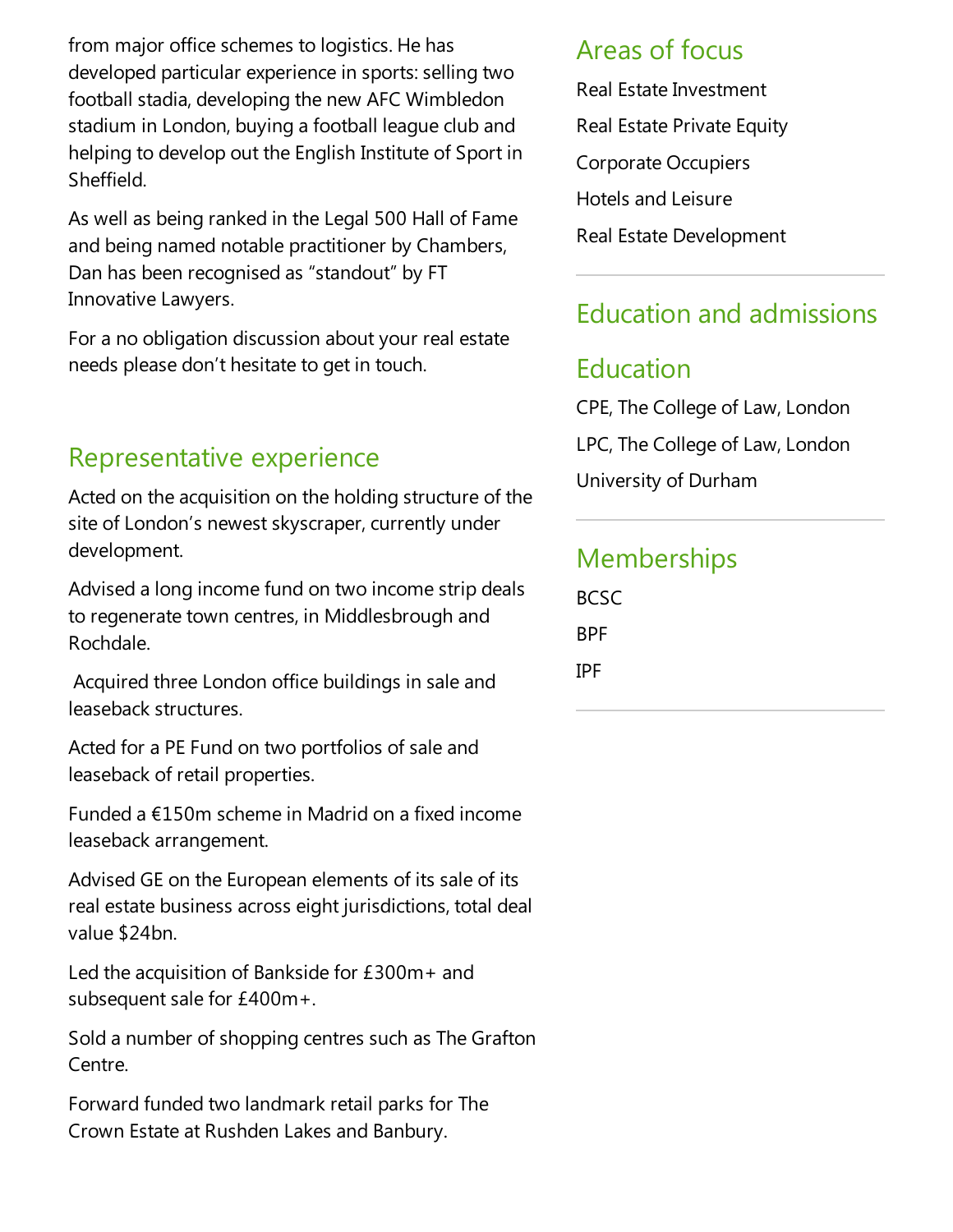from major office schemes to logistics. He has developed particular experience in sports: selling two football stadia, developing the new AFC Wimbledon stadium in London, buying a football league club and helping to develop out the English Institute of Sport in Sheffield.

As well as being ranked in the Legal 500 Hall of Fame and being named notable practitioner by Chambers, Dan has been recognised as "standout" by FT Innovative Lawyers.

For a no obligation discussion about your real estate needs please don't hesitate to get in touch.

## Representative experience

Acted on the acquisition on the holding structure of the site of London's newest skyscraper, currently under development.

Advised a long income fund on two income strip deals to regenerate town centres, in Middlesbrough and Rochdale.

Acquired three London office buildings in sale and leaseback structures.

Acted for a PE Fund on two portfolios of sale and leaseback of retail properties.

Funded a €150m scheme in Madrid on a fixed income leaseback arrangement.

Advised GE on the European elements of its sale of its real estate business across eight jurisdictions, total deal value $24bn.

Led the acquisition of Bankside for £300m+ and subsequent sale for £400m+.

Sold a number of shopping centres such as The Grafton Centre.

Forward funded two landmark retail parks for The Crown Estate at Rushden Lakes and Banbury.

## Areas of focus

Real Estate Investment

Real Estate Private Equity

Corporate Occupiers

Hotels and Leisure

Real Estate Development

## Education and admissions

### Education

CPE, The College of Law, London

LPC, The College of Law, London

University of Durham

## Memberships

BCSC

BPF

IPF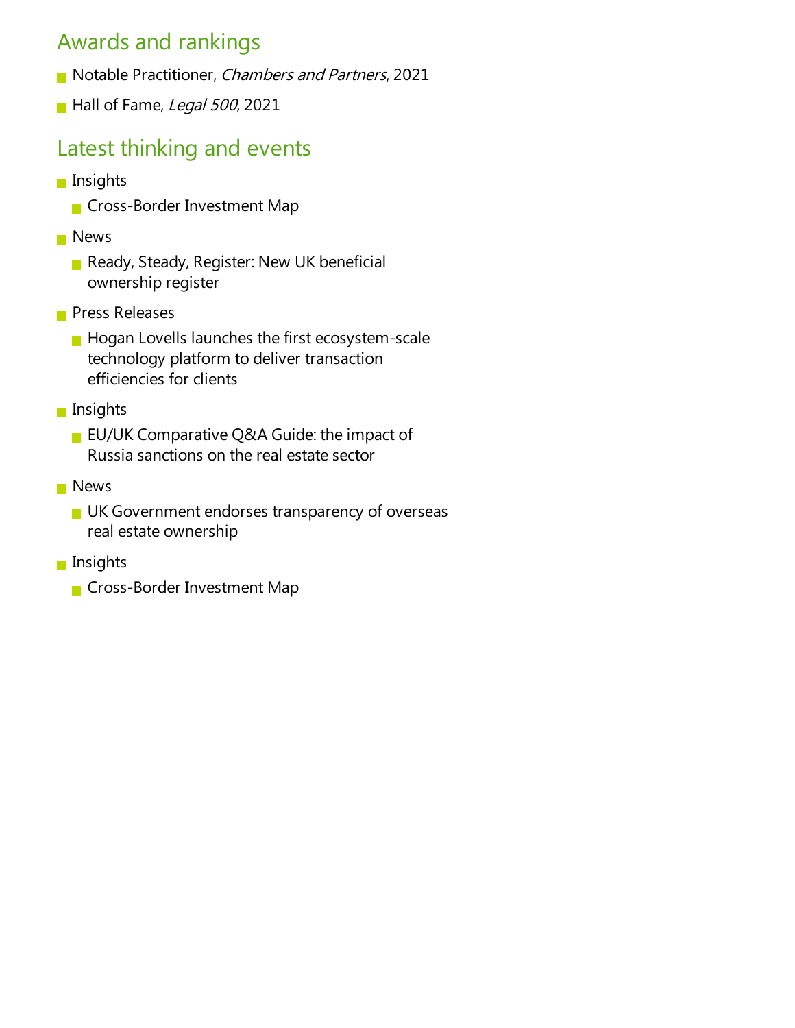## Awards and rankings

- Notable Practitioner, *Chambers and Partners*, 2021
- Hall of Fame, *Legal 500*, 2021

## Latest thinking and events

- Insights
  - Cross-Border Investment Map
- News
  - Ready, Steady, Register: New UK beneficial ownership register
- Press Releases
  - Hogan Lovells launches the first ecosystem-scale technology platform to deliver transaction efficiencies for clients
- Insights
  - EU/UK Comparative Q&A Guide: the impact of Russia sanctions on the real estate sector
- News
  - UK Government endorses transparency of overseas real estate ownership
- Insights
  - Cross-Border Investment Map